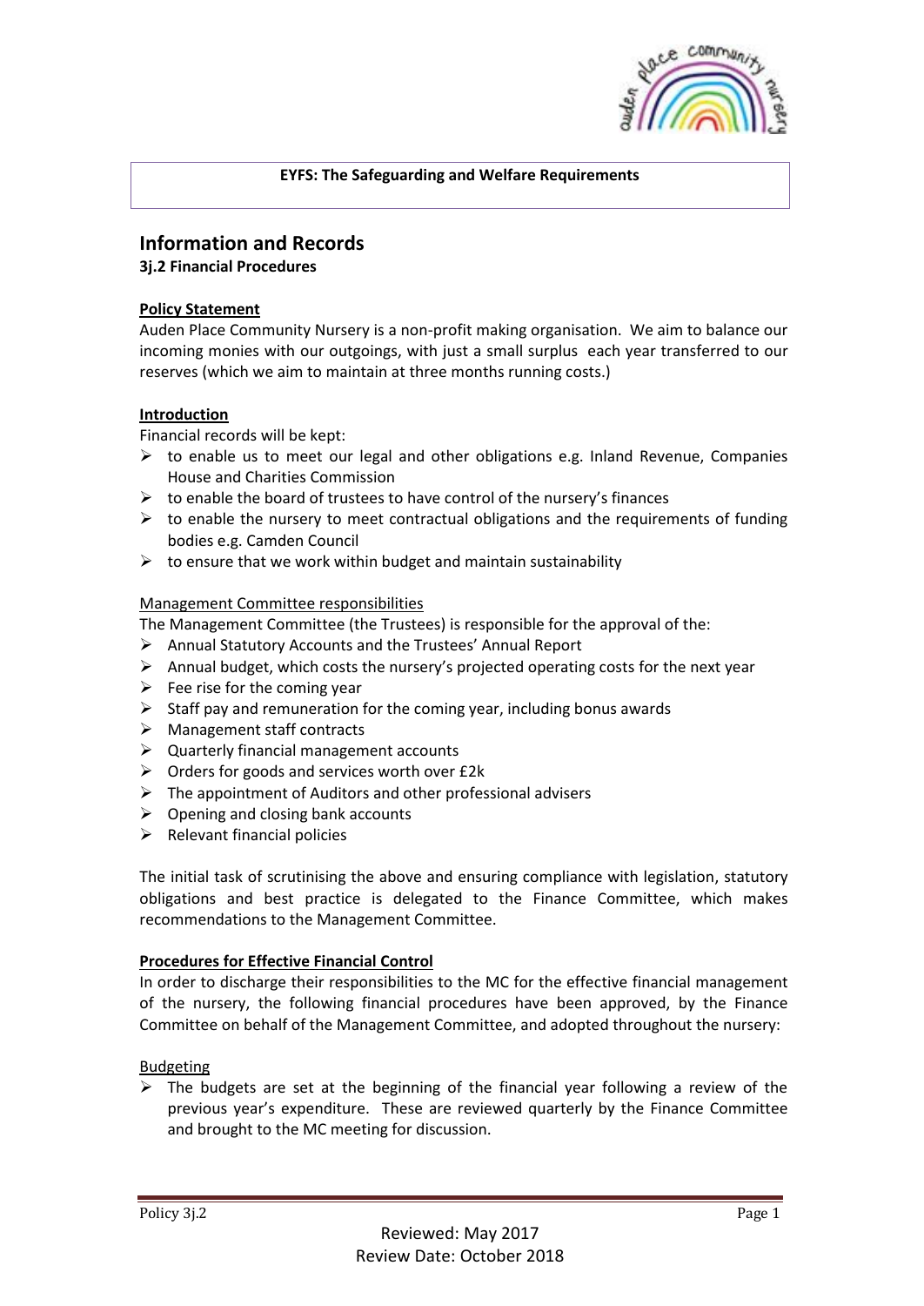**EYFS: The Safeguarding and Welfare Requirements**

# Information and Records

### 3j.2 Financial Procedures

**Policy Statement**

Auden Place Community Nursery is a non-profit making organisation. We aim to balance our incoming monies with our outgoings, with just a small surplus each year transferred to our reserves (which we aim to maintain at three months running costs.)

**Introduction**

Financial records will be kept:

- to enable us to meet our legal and other obligations e.g. Inland Revenue, Companies House and Charities Commission
- to enable the board of trustees to have control of the nursery's finances
- to enable the nursery to meet contractual obligations and the requirements of funding bodies e.g. Camden Council
- to ensure that we work within budget and maintain sustainability

Management Committee responsibilities

The Management Committee (the Trustees) is responsible for the approval of the:

- Annual Statutory Accounts and the Trustees' Annual Report
- Annual budget, which costs the nursery's projected operating costs for the next year
- Fee rise for the coming year
- Staff pay and remuneration for the coming year, including bonus awards
- Management staff contracts
- Quarterly financial management accounts
- Orders for goods and services worth over £2k
- The appointment of Auditors and other professional advisers
- Opening and closing bank accounts
- Relevant financial policies

The initial task of scrutinising the above and ensuring compliance with legislation, statutory obligations and best practice is delegated to the Finance Committee, which makes recommendations to the Management Committee.

**Procedures for Effective Financial Control**

In order to discharge their responsibilities to the MC for the effective financial management of the nursery, the following financial procedures have been approved, by the Finance Committee on behalf of the Management Committee, and adopted throughout the nursery:

Budgeting

- The budgets are set at the beginning of the financial year following a review of the previous year's expenditure. These are reviewed quarterly by the Finance Committee and brought to the MC meeting for discussion.

Reviewed: May 2017
Review Date: October 2018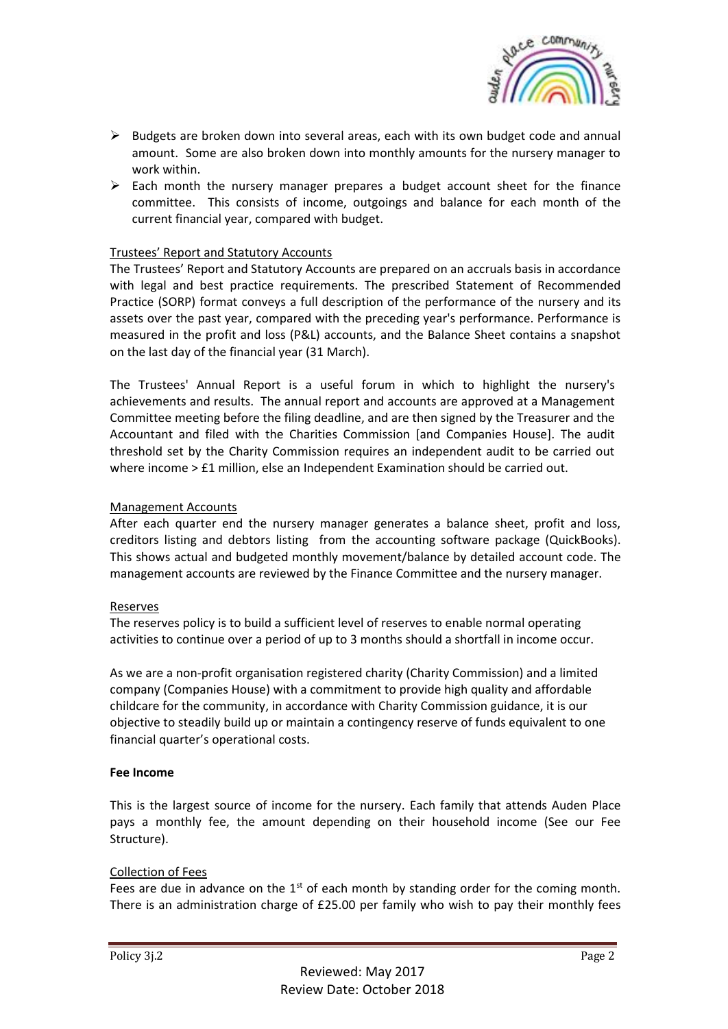- Budgets are broken down into several areas, each with its own budget code and annual amount. Some are also broken down into monthly amounts for the nursery manager to work within.
- Each month the nursery manager prepares a budget account sheet for the finance committee. This consists of income, outgoings and balance for each month of the current financial year, compared with budget.

<u>Trustees' Report and Statutory Accounts</u>

The Trustees' Report and Statutory Accounts are prepared on an accruals basis in accordance with legal and best practice requirements. The prescribed Statement of Recommended Practice (SORP) format conveys a full description of the performance of the nursery and its assets over the past year, compared with the preceding year's performance. Performance is measured in the profit and loss (P&L) accounts, and the Balance Sheet contains a snapshot on the last day of the financial year (31 March).

The Trustees' Annual Report is a useful forum in which to highlight the nursery's achievements and results. The annual report and accounts are approved at a Management Committee meeting before the filing deadline, and are then signed by the Treasurer and the Accountant and filed with the Charities Commission [and Companies House]. The audit threshold set by the Charity Commission requires an independent audit to be carried out where income > £1 million, else an Independent Examination should be carried out.

<u>Management Accounts</u>

After each quarter end the nursery manager generates a balance sheet, profit and loss, creditors listing and debtors listing from the accounting software package (QuickBooks). This shows actual and budgeted monthly movement/balance by detailed account code. The management accounts are reviewed by the Finance Committee and the nursery manager.

<u>Reserves</u>

The reserves policy is to build a sufficient level of reserves to enable normal operating activities to continue over a period of up to 3 months should a shortfall in income occur.

As we are a non-profit organisation registered charity (Charity Commission) and a limited company (Companies House) with a commitment to provide high quality and affordable childcare for the community, in accordance with Charity Commission guidance, it is our objective to steadily build up or maintain a contingency reserve of funds equivalent to one financial quarter's operational costs.

**Fee Income**

This is the largest source of income for the nursery. Each family that attends Auden Place pays a monthly fee, the amount depending on their household income (See our Fee Structure).

<u>Collection of Fees</u>

Fees are due in advance on the 1st of each month by standing order for the coming month. There is an administration charge of £25.00 per family who wish to pay their monthly fees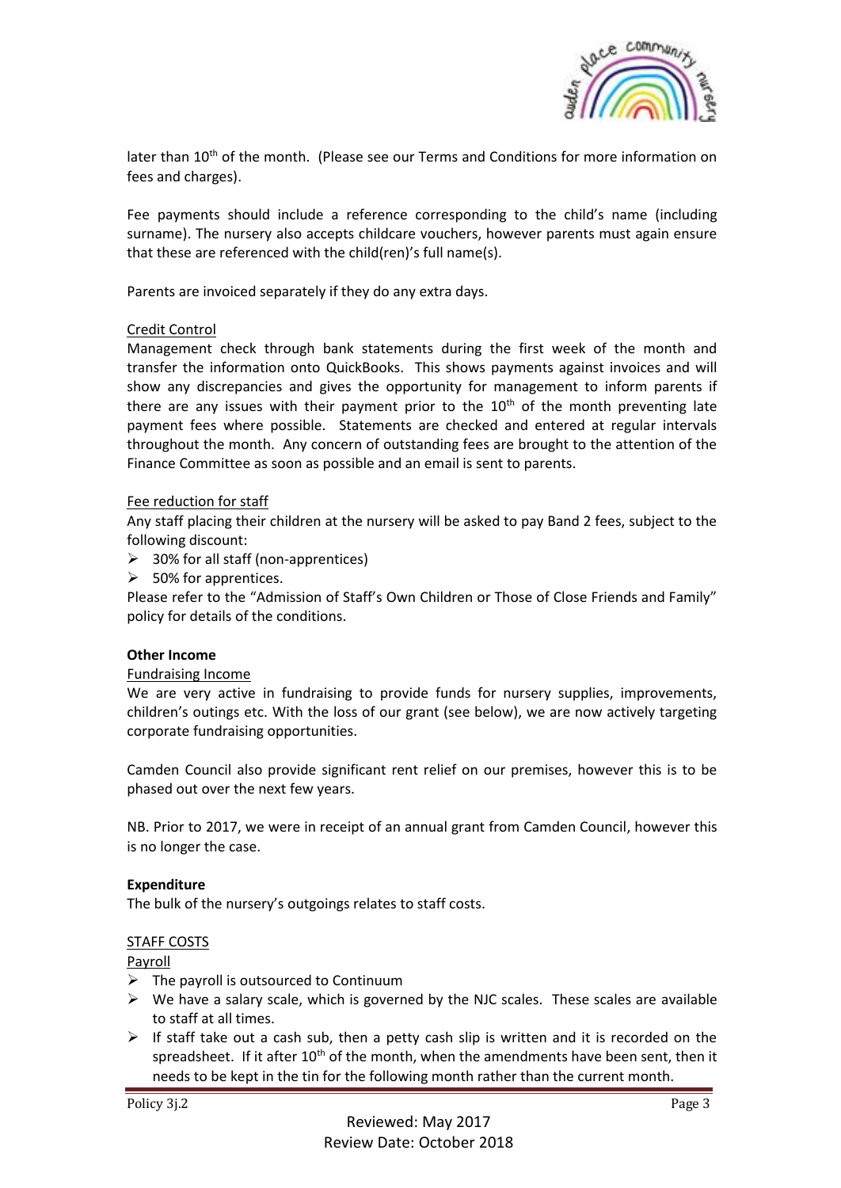later than 10th of the month. (Please see our Terms and Conditions for more information on fees and charges).

Fee payments should include a reference corresponding to the child's name (including surname). The nursery also accepts childcare vouchers, however parents must again ensure that these are referenced with the child(ren)'s full name(s).

Parents are invoiced separately if they do any extra days.

Credit Control

Management check through bank statements during the first week of the month and transfer the information onto QuickBooks. This shows payments against invoices and will show any discrepancies and gives the opportunity for management to inform parents if there are any issues with their payment prior to the 10th of the month preventing late payment fees where possible. Statements are checked and entered at regular intervals throughout the month. Any concern of outstanding fees are brought to the attention of the Finance Committee as soon as possible and an email is sent to parents.

Fee reduction for staff

Any staff placing their children at the nursery will be asked to pay Band 2 fees, subject to the following discount:

- 30% for all staff (non-apprentices)
- 50% for apprentices.

Please refer to the "Admission of Staff's Own Children or Those of Close Friends and Family" policy for details of the conditions.

**Other Income**

Fundraising Income

We are very active in fundraising to provide funds for nursery supplies, improvements, children's outings etc. With the loss of our grant (see below), we are now actively targeting corporate fundraising opportunities.

Camden Council also provide significant rent relief on our premises, however this is to be phased out over the next few years.

NB. Prior to 2017, we were in receipt of an annual grant from Camden Council, however this is no longer the case.

**Expenditure**

The bulk of the nursery's outgoings relates to staff costs.

STAFF COSTS

Payroll

- The payroll is outsourced to Continuum
- We have a salary scale, which is governed by the NJC scales. These scales are available to staff at all times.
- If staff take out a cash sub, then a petty cash slip is written and it is recorded on the spreadsheet. If it after 10th of the month, when the amendments have been sent, then it needs to be kept in the tin for the following month rather than the current month.

Reviewed: May 2017
Review Date: October 2018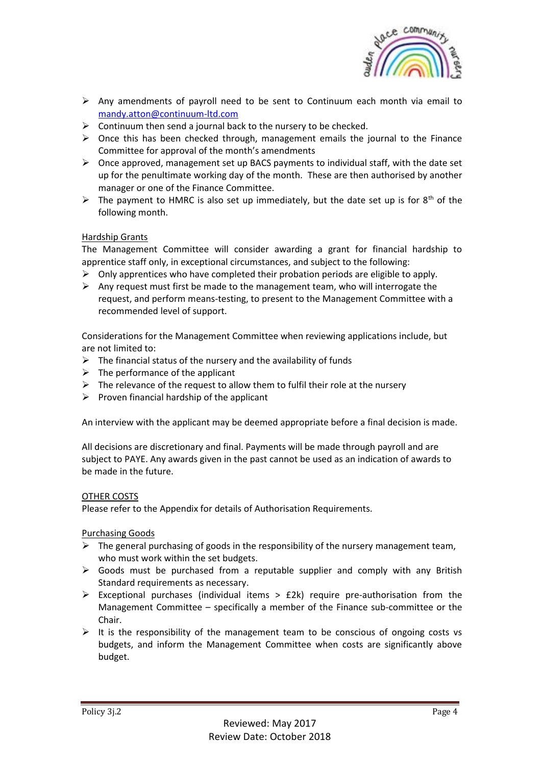- Any amendments of payroll need to be sent to Continuum each month via email to mandy.atton@continuum-ltd.com
- Continuum then send a journal back to the nursery to be checked.
- Once this has been checked through, management emails the journal to the Finance Committee for approval of the month's amendments
- Once approved, management set up BACS payments to individual staff, with the date set up for the penultimate working day of the month. These are then authorised by another manager or one of the Finance Committee.
- The payment to HMRC is also set up immediately, but the date set up is for 8th of the following month.

Hardship Grants

The Management Committee will consider awarding a grant for financial hardship to apprentice staff only, in exceptional circumstances, and subject to the following:

- Only apprentices who have completed their probation periods are eligible to apply.
- Any request must first be made to the management team, who will interrogate the request, and perform means-testing, to present to the Management Committee with a recommended level of support.

Considerations for the Management Committee when reviewing applications include, but are not limited to:

- The financial status of the nursery and the availability of funds
- The performance of the applicant
- The relevance of the request to allow them to fulfil their role at the nursery
- Proven financial hardship of the applicant

An interview with the applicant may be deemed appropriate before a final decision is made.

All decisions are discretionary and final. Payments will be made through payroll and are subject to PAYE. Any awards given in the past cannot be used as an indication of awards to be made in the future.

OTHER COSTS

Please refer to the Appendix for details of Authorisation Requirements.

Purchasing Goods

- The general purchasing of goods in the responsibility of the nursery management team, who must work within the set budgets.
- Goods must be purchased from a reputable supplier and comply with any British Standard requirements as necessary.
- Exceptional purchases (individual items > £2k) require pre-authorisation from the Management Committee – specifically a member of the Finance sub-committee or the Chair.
- It is the responsibility of the management team to be conscious of ongoing costs vs budgets, and inform the Management Committee when costs are significantly above budget.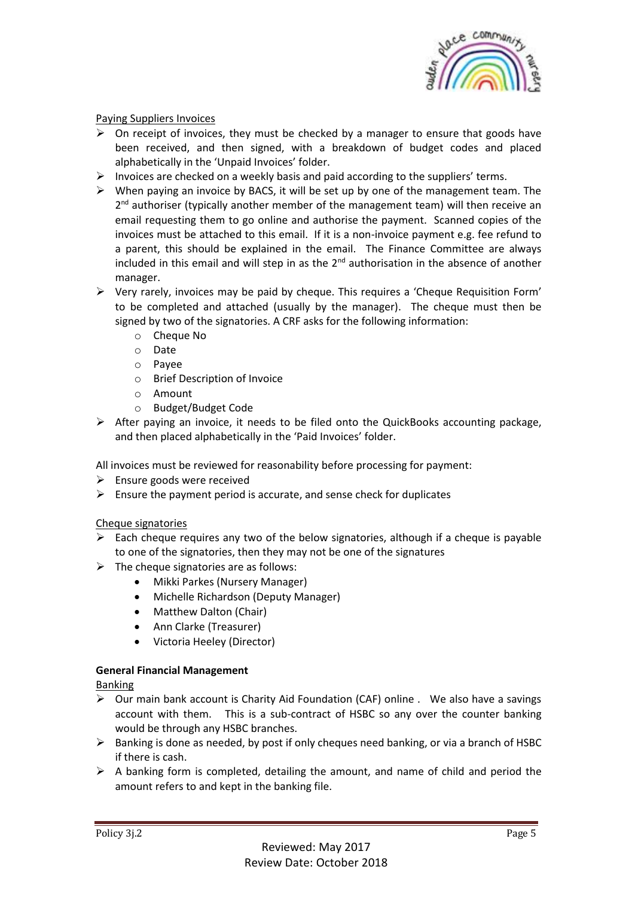Paying Suppliers Invoices

- On receipt of invoices, they must be checked by a manager to ensure that goods have been received, and then signed, with a breakdown of budget codes and placed alphabetically in the 'Unpaid Invoices' folder.
- Invoices are checked on a weekly basis and paid according to the suppliers' terms.
- When paying an invoice by BACS, it will be set up by one of the management team. The 2nd authoriser (typically another member of the management team) will then receive an email requesting them to go online and authorise the payment. Scanned copies of the invoices must be attached to this email. If it is a non-invoice payment e.g. fee refund to a parent, this should be explained in the email. The Finance Committee are always included in this email and will step in as the 2nd authorisation in the absence of another manager.
- Very rarely, invoices may be paid by cheque. This requires a 'Cheque Requisition Form' to be completed and attached (usually by the manager). The cheque must then be signed by two of the signatories. A CRF asks for the following information:
  - Cheque No
  - Date
  - Payee
  - Brief Description of Invoice
  - Amount
  - Budget/Budget Code
- After paying an invoice, it needs to be filed onto the QuickBooks accounting package, and then placed alphabetically in the 'Paid Invoices' folder.

All invoices must be reviewed for reasonability before processing for payment:

- Ensure goods were received
- Ensure the payment period is accurate, and sense check for duplicates

Cheque signatories

- Each cheque requires any two of the below signatories, although if a cheque is payable to one of the signatories, then they may not be one of the signatures
- The cheque signatories are as follows:
  - Mikki Parkes (Nursery Manager)
  - Michelle Richardson (Deputy Manager)
  - Matthew Dalton (Chair)
  - Ann Clarke (Treasurer)
  - Victoria Heeley (Director)

**General Financial Management**

Banking

- Our main bank account is Charity Aid Foundation (CAF) online . We also have a savings account with them. This is a sub-contract of HSBC so any over the counter banking would be through any HSBC branches.
- Banking is done as needed, by post if only cheques need banking, or via a branch of HSBC if there is cash.
- A banking form is completed, detailing the amount, and name of child and period the amount refers to and kept in the banking file.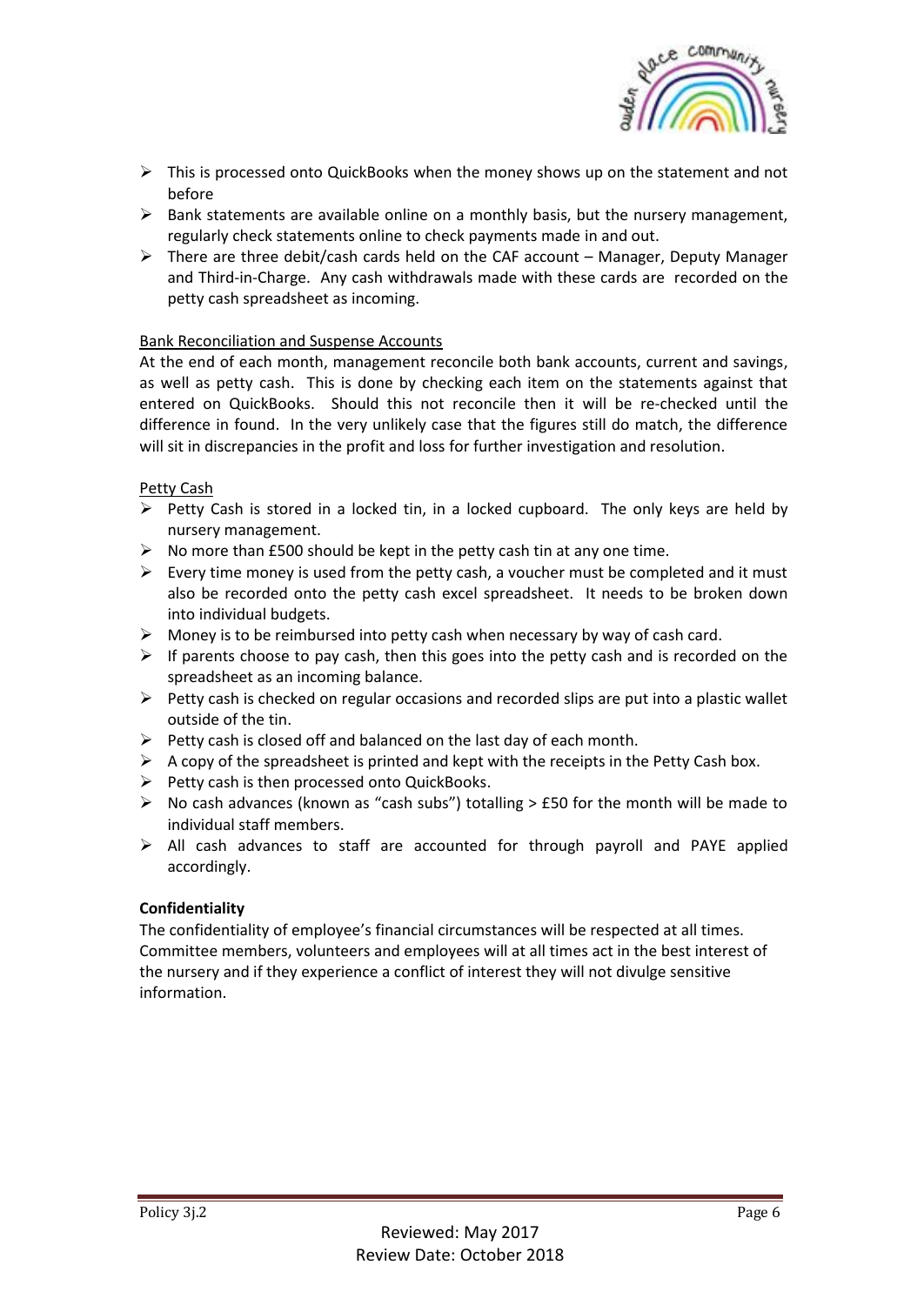- This is processed onto QuickBooks when the money shows up on the statement and not before
- Bank statements are available online on a monthly basis, but the nursery management, regularly check statements online to check payments made in and out.
- There are three debit/cash cards held on the CAF account – Manager, Deputy Manager and Third-in-Charge. Any cash withdrawals made with these cards are recorded on the petty cash spreadsheet as incoming.

Bank Reconciliation and Suspense Accounts

At the end of each month, management reconcile both bank accounts, current and savings, as well as petty cash. This is done by checking each item on the statements against that entered on QuickBooks. Should this not reconcile then it will be re-checked until the difference in found. In the very unlikely case that the figures still do match, the difference will sit in discrepancies in the profit and loss for further investigation and resolution.

Petty Cash

- Petty Cash is stored in a locked tin, in a locked cupboard. The only keys are held by nursery management.
- No more than £500 should be kept in the petty cash tin at any one time.
- Every time money is used from the petty cash, a voucher must be completed and it must also be recorded onto the petty cash excel spreadsheet. It needs to be broken down into individual budgets.
- Money is to be reimbursed into petty cash when necessary by way of cash card.
- If parents choose to pay cash, then this goes into the petty cash and is recorded on the spreadsheet as an incoming balance.
- Petty cash is checked on regular occasions and recorded slips are put into a plastic wallet outside of the tin.
- Petty cash is closed off and balanced on the last day of each month.
- A copy of the spreadsheet is printed and kept with the receipts in the Petty Cash box.
- Petty cash is then processed onto QuickBooks.
- No cash advances (known as "cash subs") totalling > £50 for the month will be made to individual staff members.
- All cash advances to staff are accounted for through payroll and PAYE applied accordingly.

**Confidentiality**

The confidentiality of employee's financial circumstances will be respected at all times. Committee members, volunteers and employees will at all times act in the best interest of the nursery and if they experience a conflict of interest they will not divulge sensitive information.